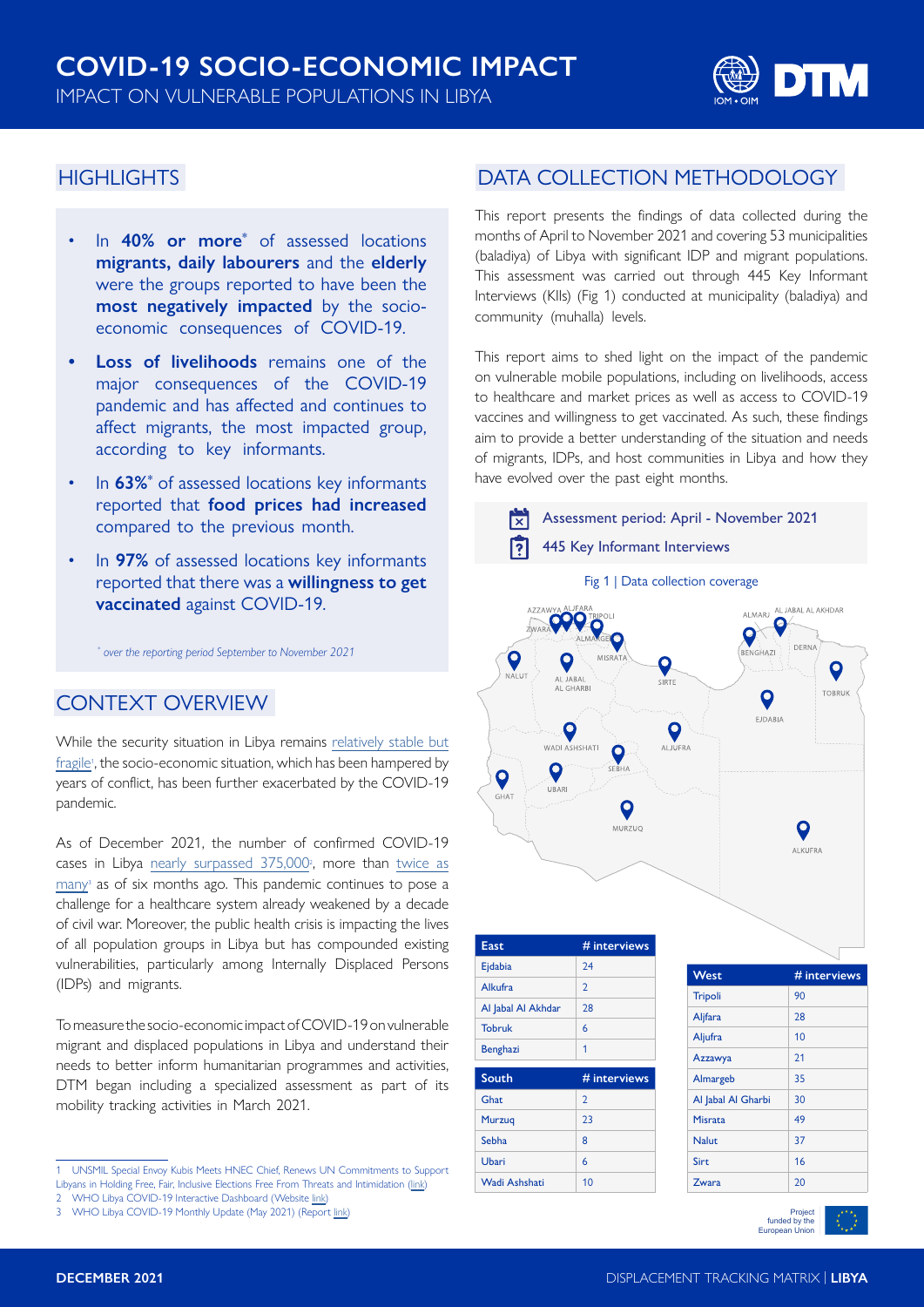# COVID-19 SOCIO-ECONOMIC IMPACT

IMPACT ON VULNERABLE POPULATIONS IN LIBYA

## HIGHLIGHTS

- In **40% or more*** of assessed locations **migrants, daily labourers** and the **elderly** were the groups reported to have been the **most negatively impacted** by the socio-economic consequences of COVID-19.
- **Loss of livelihoods** remains one of the major consequences of the COVID-19 pandemic and has affected and continues to affect migrants, the most impacted group, according to key informants.
- In **63%*** of assessed locations key informants reported that **food prices had increased** compared to the previous month.
- In **97%** of assessed locations key informants reported that there was a **willingness to get vaccinated** against COVID-19.

*\* over the reporting period September to November 2021*

## CONTEXT OVERVIEW

While the security situation in Libya remains relatively stable but fragile[1], the socio-economic situation, which has been hampered by years of conflict, has been further exacerbated by the COVID-19 pandemic.

As of December 2021, the number of confirmed COVID-19 cases in Libya nearly surpassed 375,000[2], more than twice as many[3] as of six months ago. This pandemic continues to pose a challenge for a healthcare system already weakened by a decade of civil war. Moreover, the public health crisis is impacting the lives of all population groups in Libya but has compounded existing vulnerabilities, particularly among Internally Displaced Persons (IDPs) and migrants.

To measure the socio-economic impact of COVID-19 on vulnerable migrant and displaced populations in Libya and understand their needs to better inform humanitarian programmes and activities, DTM began including a specialized assessment as part of its mobility tracking activities in March 2021.

## DATA COLLECTION METHODOLOGY

This report presents the findings of data collected during the months of April to November 2021 and covering 53 municipalities (baladiya) of Libya with significant IDP and migrant populations. This assessment was carried out through 445 Key Informant Interviews (KIIs) (Fig 1) conducted at municipality (baladiya) and community (muhalla) levels.

This report aims to shed light on the impact of the pandemic on vulnerable mobile populations, including on livelihoods, access to healthcare and market prices as well as access to COVID-19 vaccines and willingness to get vaccinated. As such, these findings aim to provide a better understanding of the situation and needs of migrants, IDPs, and host communities in Libya and how they have evolved over the past eight months.

Assessment period: April - November 2021

445 Key Informant Interviews

Fig 1 | Data collection coverage

| East | # interviews |
|---|---|
| Ejdabia | 24 |
| Alkufra | 2 |
| Al Jabal Al Akhdar | 28 |
| Tobruk | 6 |
| Benghazi | 1 |

| South | # interviews |
|---|---|
| Ghat | 2 |
| Murzuq | 23 |
| Sebha | 8 |
| Ubari | 6 |
| Wadi Ashshati | 10 |

| West | # interviews |
|---|---|
| Tripoli | 90 |
| Aljfara | 28 |
| Aljufra | 10 |
| Azzawya | 21 |
| Almargeb | 35 |
| Al Jabal Al Gharbi | 30 |
| Misrata | 49 |
| Nalut | 37 |
| Sirt | 16 |
| Zwara | 20 |

Project funded by the European Union

1 UNSMIL Special Envoy Kubis Meets HNEC Chief, Renews UN Commitments to Support Libyans in Holding Free, Fair, Inclusive Elections Free From Threats and Intimidation (link)
2 WHO Libya COVID-19 Interactive Dashboard (Website link)
3 WHO Libya COVID-19 Monthly Update (May 2021) (Report link)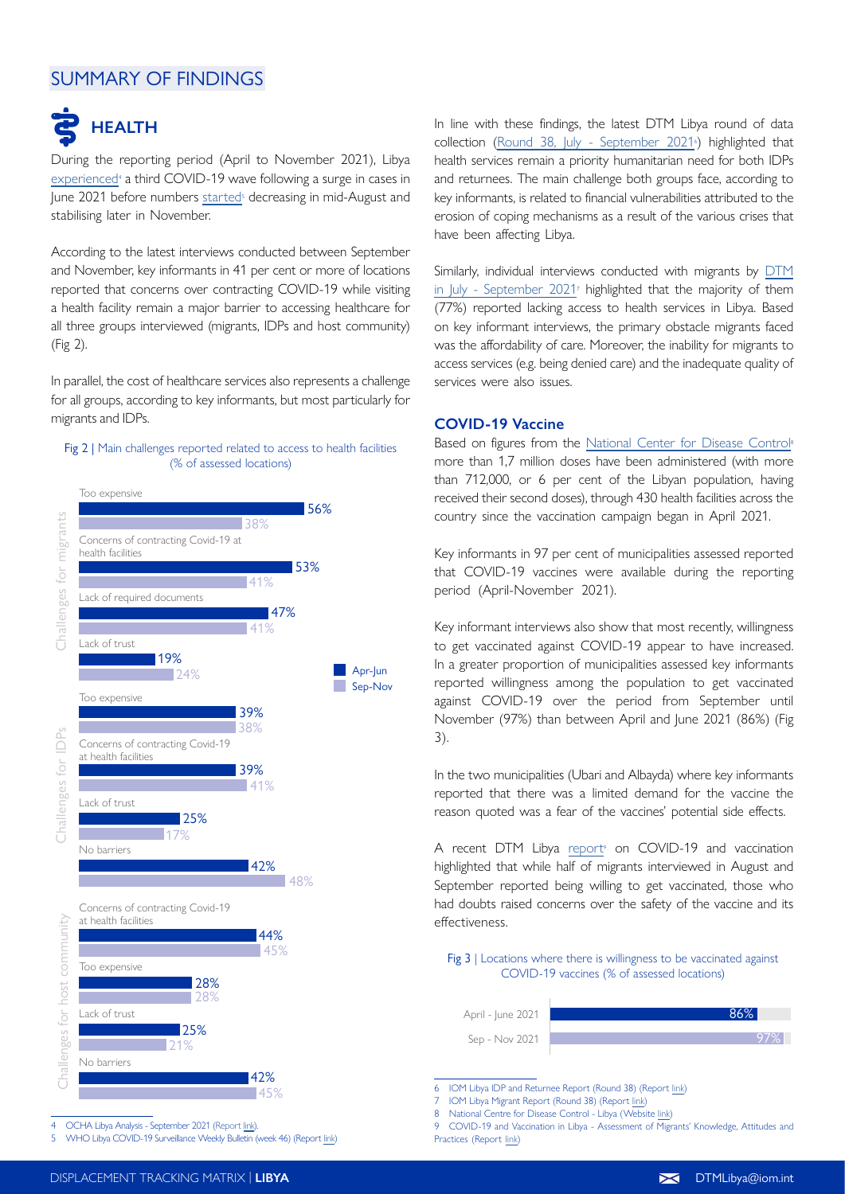## SUMMARY OF FINDINGS

### HEALTH

During the reporting period (April to November 2021), Libya experienced[4] a third COVID-19 wave following a surge in cases in June 2021 before numbers started[5] decreasing in mid-August and stabilising later in November.

According to the latest interviews conducted between September and November, key informants in 41 per cent or more of locations reported that concerns over contracting COVID-19 while visiting a health facility remain a major barrier to accessing healthcare for all three groups interviewed (migrants, IDPs and host community) (Fig 2).

In parallel, the cost of healthcare services also represents a challenge for all groups, according to key informants, but most particularly for migrants and IDPs.

Fig 2 | Main challenges reported related to access to health facilities (% of assessed locations)

| Group | Challenge | Apr-Jun | Sep-Nov |
|---|---|---|---|
| Challenges for migrants | Too expensive | 56% | 38% |
| | Concerns of contracting Covid-19 at health facilities | 53% | 41% |
| | Lack of required documents | 47% | 41% |
| | Lack of trust | 19% | 24% |
| Challenges for IDPs | Too expensive | 39% | 38% |
| | Concerns of contracting Covid-19 at health facilities | 39% | 41% |
| | Lack of trust | 25% | 17% |
| | No barriers | 42% | 48% |
| Challenges for host community | Concerns of contracting Covid-19 at health facilities | 44% | 45% |
| | Too expensive | 28% | 28% |
| | Lack of trust | 25% | 21% |
| | No barriers | 42% | 45% |

In line with these findings, the latest DTM Libya round of data collection (Round 38, July - September 2021[6]) highlighted that health services remain a priority humanitarian need for both IDPs and returnees. The main challenge both groups face, according to key informants, is related to financial vulnerabilities attributed to the erosion of coping mechanisms as a result of the various crises that have been affecting Libya.

Similarly, individual interviews conducted with migrants by DTM in July - September 2021[7] highlighted that the majority of them (77%) reported lacking access to health services in Libya. Based on key informant interviews, the primary obstacle migrants faced was the affordability of care. Moreover, the inability for migrants to access services (e.g. being denied care) and the inadequate quality of services were also issues.

### COVID-19 Vaccine

Based on figures from the National Center for Disease Control[8] more than 1,7 million doses have been administered (with more than 712,000, or 6 per cent of the Libyan population, having received their second doses), through 430 health facilities across the country since the vaccination campaign began in April 2021.

Key informants in 97 per cent of municipalities assessed reported that COVID-19 vaccines were available during the reporting period (April-November 2021).

Key informant interviews also show that most recently, willingness to get vaccinated against COVID-19 appear to have increased. In a greater proportion of municipalities assessed key informants reported willingness among the population to get vaccinated against COVID-19 over the period from September until November (97%) than between April and June 2021 (86%) (Fig 3).

In the two municipalities (Ubari and Albayda) where key informants reported that there was a limited demand for the vaccine the reason quoted was a fear of the vaccines' potential side effects.

A recent DTM Libya report[9] on COVID-19 and vaccination highlighted that while half of migrants interviewed in August and September reported being willing to get vaccinated, those who had doubts raised concerns over the safety of the vaccine and its effectiveness.

Fig 3 | Locations where there is willingness to be vaccinated against COVID-19 vaccines (% of assessed locations)

| Period | % |
|---|---|
| April - June 2021 | 86% |
| Sep - Nov 2021 | 97% |

4 OCHA Libya Analysis - September 2021 (Report link).
5 WHO Libya COVID-19 Surveillance Weekly Bulletin (week 46) (Report link)
6 IOM Libya IDP and Returnee Report (Round 38) (Report link)
7 IOM Libya Migrant Report (Round 38) (Report link)
8 National Centre for Disease Control - Libya (Website link)
9 COVID-19 and Vaccination in Libya - Assessment of Migrants' Knowledge, Attitudes and Practices (Report link)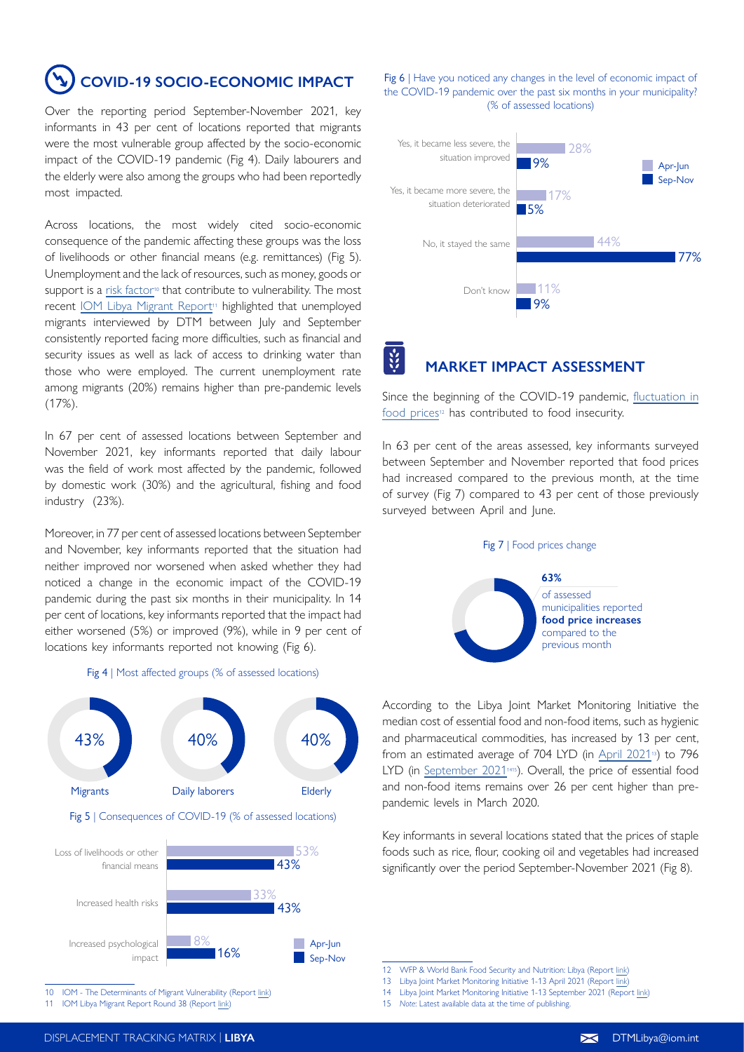## COVID-19 SOCIO-ECONOMIC IMPACT

Over the reporting period September-November 2021, key informants in 43 per cent of locations reported that migrants were the most vulnerable group affected by the socio-economic impact of the COVID-19 pandemic (Fig 4). Daily labourers and the elderly were also among the groups who had been reportedly most impacted.

Across locations, the most widely cited socio-economic consequence of the pandemic affecting these groups was the loss of livelihoods or other financial means (e.g. remittances) (Fig 5). Unemployment and the lack of resources, such as money, goods or support is a risk factor[10] that contribute to vulnerability. The most recent IOM Libya Migrant Report[11] highlighted that unemployed migrants interviewed by DTM between July and September consistently reported facing more difficulties, such as financial and security issues as well as lack of access to drinking water than those who were employed. The current unemployment rate among migrants (20%) remains higher than pre-pandemic levels (17%).

In 67 per cent of assessed locations between September and November 2021, key informants reported that daily labour was the field of work most affected by the pandemic, followed by domestic work (30%) and the agricultural, fishing and food industry (23%).

Moreover, in 77 per cent of assessed locations between September and November, key informants reported that the situation had neither improved nor worsened when asked whether they had noticed a change in the economic impact of the COVID-19 pandemic during the past six months in their municipality. In 14 per cent of locations, key informants reported that the impact had either worsened (5%) or improved (9%), while in 9 per cent of locations key informants reported not knowing (Fig 6).

Fig 4 | Most affected groups (% of assessed locations)

| Migrants | Daily laborers | Elderly |
| --- | --- | --- |
| 43% | 40% | 40% |

Fig 5 | Consequences of COVID-19 (% of assessed locations)

| | Apr-Jun | Sep-Nov |
| --- | --- | --- |
| Loss of livelihoods or other financial means | 53% | 43% |
| Increased health risks | 33% | 43% |
| Increased psychological impact | 8% | 16% |

Fig 6 | Have you noticed any changes in the level of economic impact of the COVID-19 pandemic over the past six months in your municipality? (% of assessed locations)

| | Apr-Jun | Sep-Nov |
| --- | --- | --- |
| Yes, it became less severe, the situation improved | 28% | 9% |
| Yes, it became more severe, the situation deteriorated | 17% | 5% |
| No, it stayed the same | 44% | 77% |
| Don't know | 11% | 9% |

## MARKET IMPACT ASSESSMENT

Since the beginning of the COVID-19 pandemic, fluctuation in food prices[12] has contributed to food insecurity.

In 63 per cent of the areas assessed, key informants surveyed between September and November reported that food prices had increased compared to the previous month, at the time of survey (Fig 7) compared to 43 per cent of those previously surveyed between April and June.

Fig 7 | Food prices change

**63%** of assessed municipalities reported **food price increases** compared to the previous month

According to the Libya Joint Market Monitoring Initiative the median cost of essential food and non-food items, such as hygienic and pharmaceutical commodities, has increased by 13 per cent, from an estimated average of 704 LYD (in April 2021[13]) to 796 LYD (in September 2021[14,15]). Overall, the price of essential food and non-food items remains over 26 per cent higher than pre-pandemic levels in March 2020.

Key informants in several locations stated that the prices of staple foods such as rice, flour, cooking oil and vegetables had increased significantly over the period September-November 2021 (Fig 8).

---

10 IOM - The Determinants of Migrant Vulnerability (Report link)

11 IOM Libya Migrant Report Round 38 (Report link)

12 WFP & World Bank Food Security and Nutrition: Libya (Report link)

13 Libya Joint Market Monitoring Initiative 1-13 April 2021 (Report link)

14 Libya Joint Market Monitoring Initiative 1-13 September 2021 (Report link)

15 *Note*: Latest available data at the time of publishing.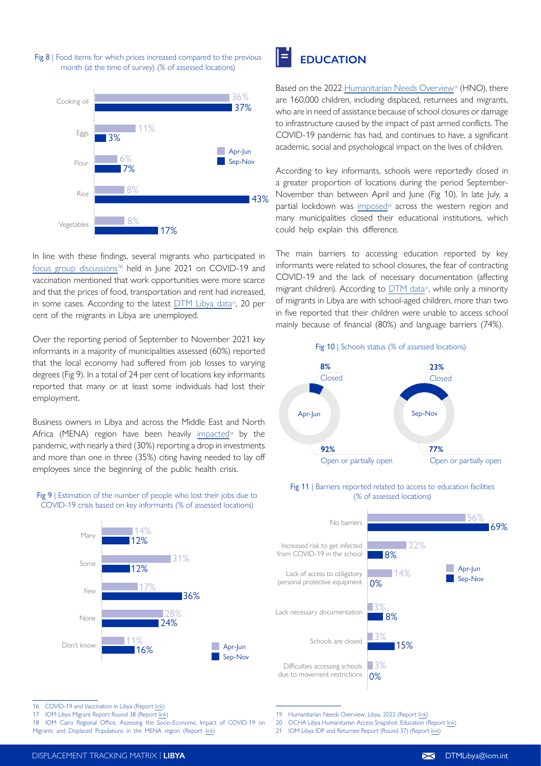Fig 8 | Food items for which prices increased compared to the previous month (at the time of survey) (% of assessed locations)

Cooking oil 36% 37%
Eggs 11% 3%
Flour 6% 7%
Rice 8% 43%
Vegetables 8% 17%
Apr-Jun
Sep-Nov

In line with these findings, several migrants who participated in focus group discussions[16] held in June 2021 on COVID-19 and vaccination mentioned that work opportunities were more scarce and that the prices of food, transportation and rent had increased, in some cases. According to the latest DTM Libya data[17], 20 per cent of the migrants in Libya are unemployed.

Over the reporting period of September to November 2021 key informants in a majority of municipalities assessed (60%) reported that the local economy had suffered from job losses to varying degrees (Fig 9). In a total of 24 per cent of locations key informants reported that many or at least some individuals had lost their employment.

Business owners in Libya and across the Middle East and North Africa (MENA) region have been heavily impacted[18] by the pandemic, with nearly a third (30%) reporting a drop in investments and more than one in three (35%) citing having needed to lay off employees since the beginning of the public health crisis.

Fig 9 | Estimation of the number of people who lost their jobs due to COVID-19 crisis based on key informants (% of assessed locations)

Many 14% 12%
Some 31% 12%
Few 17% 36%
None 28% 24%
Don't know 11% 16%
Apr-Jun
Sep-Nov

## EDUCATION

Based on the 2022 Humanitarian Needs Overview[19] (HNO), there are 160,000 children, including displaced, returnees and migrants, who are in need of assistance because of school closures or damage to infrastructure caused by the impact of past armed conflicts. The COVID-19 pandemic has had, and continues to have, a significant academic, social and psychological impact on the lives of children.

According to key informants, schools were reportedly closed in a greater proportion of locations during the period September-November than between April and June (Fig 10). In late July, a partial lockdown was imposed[20] across the western region and many municipalities closed their educational institutions, which could help explain this difference.

The main barriers to accessing education reported by key informants were related to school closures, the fear of contracting COVID-19 and the lack of necessary documentation (affecting migrant children). According to DTM data[21], while only a minority of migrants in Libya are with school-aged children, more than two in five reported that their children were unable to access school mainly because of financial (80%) and language barriers (74%).

Fig 10 | Schools status (% of assessed locations)

Apr-Jun: 8% Closed; 92% Open or partially open
Sep-Nov: 23% Closed; 77% Open or partially open

Fig 11 | Barriers reported related to access to education facilities (% of assessed locations)

No barriers 56% 69%
Increased risk to get infected from COVID-19 in the school 22% 8%
Lack of access to obligatory personal protective equipment 14% 0%
Lack necessary documentation 3% 8%
Schools are closed 3% 15%
Difficulties accessing schools due to movement restrictions 3% 0%
Apr-Jun
Sep-Nov

16 COVID-19 and Vaccination in Libya (Report link)
17 IOM Libya Migrant Report Round 38 (Report link)
18 IOM Cairo Regional Office, Assessing the Socio-Economic Impact of COVID-19 on Migrants and Displaced Populations in the MENA region (Report link)
19 Humanitarian Needs Overview: Libya, 2022 (Report link)
20 OCHA Libya Humanitarian Access Snapshot: Education (Report link)
21 IOM Libya IDP and Returnee Report (Round 37) (Report link)